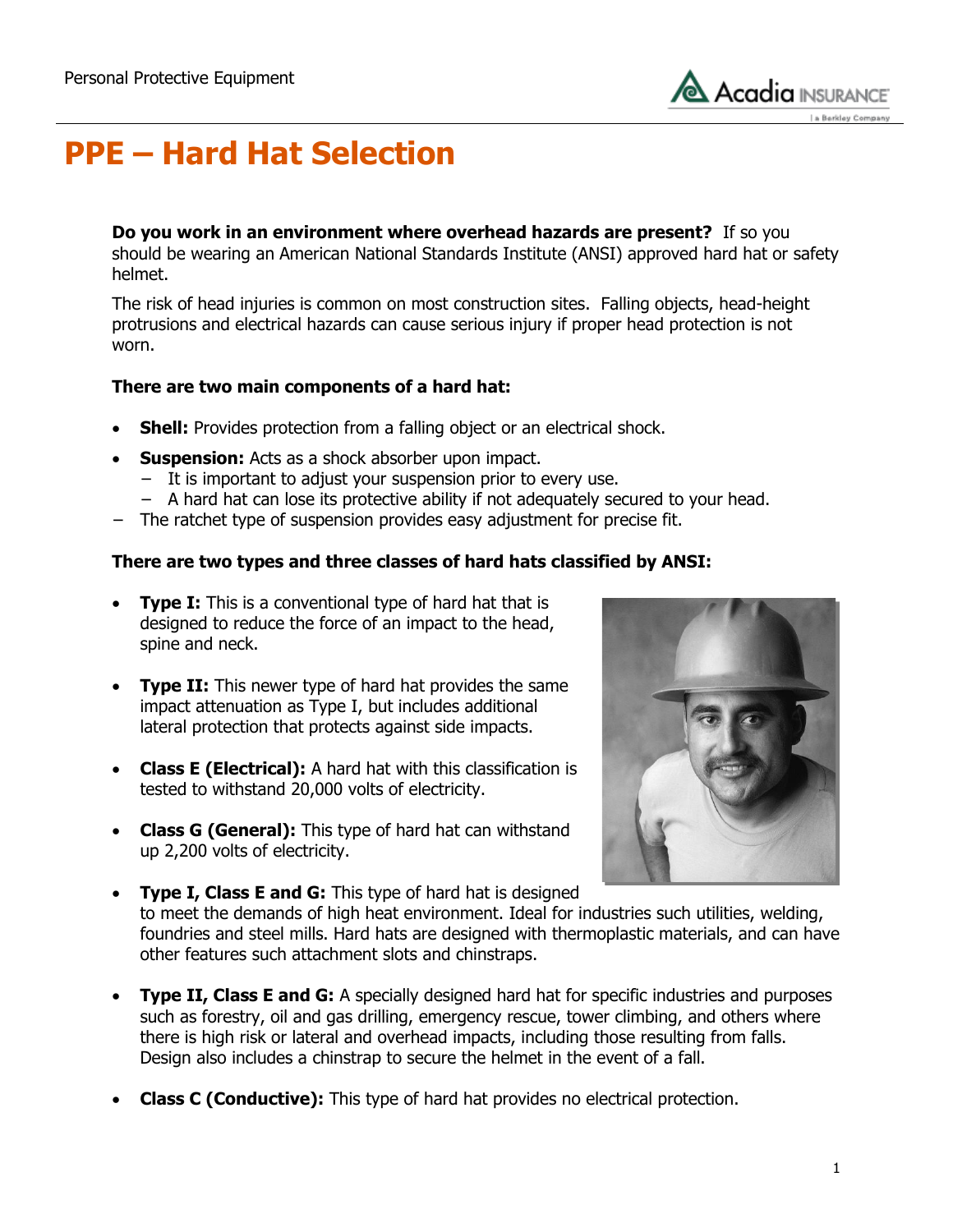# PPE – Hard Hat Selection

**Do you work in an environment where overhead hazards are present?** If so you should be wearing an American National Standards Institute (ANSI) approved hard hat or safety helmet.

The risk of head injuries is common on most construction sites. Falling objects, head-height protrusions and electrical hazards can cause serious injury if proper head protection is not worn.

**There are two main components of a hard hat:**

- **Shell:** Provides protection from a falling object or an electrical shock.
- **Suspension:** Acts as a shock absorber upon impact.
  - It is important to adjust your suspension prior to every use.
  - A hard hat can lose its protective ability if not adequately secured to your head.
- The ratchet type of suspension provides easy adjustment for precise fit.

**There are two types and three classes of hard hats classified by ANSI:**

- **Type I:** This is a conventional type of hard hat that is designed to reduce the force of an impact to the head, spine and neck.
- **Type II:** This newer type of hard hat provides the same impact attenuation as Type I, but includes additional lateral protection that protects against side impacts.
- **Class E (Electrical):** A hard hat with this classification is tested to withstand 20,000 volts of electricity.
- **Class G (General):** This type of hard hat can withstand up 2,200 volts of electricity.
- **Type I, Class E and G:** This type of hard hat is designed to meet the demands of high heat environment. Ideal for industries such utilities, welding, foundries and steel mills. Hard hats are designed with thermoplastic materials, and can have other features such attachment slots and chinstraps.
- **Type II, Class E and G:** A specially designed hard hat for specific industries and purposes such as forestry, oil and gas drilling, emergency rescue, tower climbing, and others where there is high risk or lateral and overhead impacts, including those resulting from falls. Design also includes a chinstrap to secure the helmet in the event of a fall.
- **Class C (Conductive):** This type of hard hat provides no electrical protection.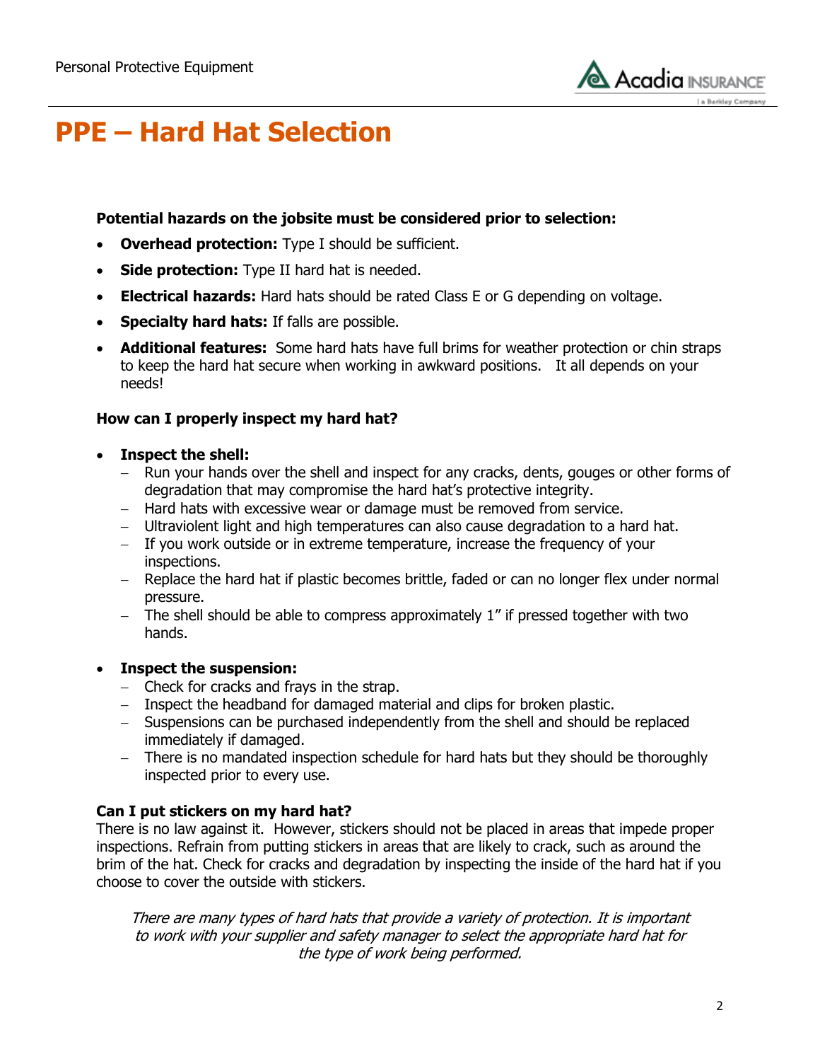# PPE – Hard Hat Selection

**Potential hazards on the jobsite must be considered prior to selection:**

- **Overhead protection:** Type I should be sufficient.
- **Side protection:** Type II hard hat is needed.
- **Electrical hazards:** Hard hats should be rated Class E or G depending on voltage.
- **Specialty hard hats:** If falls are possible.
- **Additional features:** Some hard hats have full brims for weather protection or chin straps to keep the hard hat secure when working in awkward positions. It all depends on your needs!

**How can I properly inspect my hard hat?**

- **Inspect the shell:**
  - Run your hands over the shell and inspect for any cracks, dents, gouges or other forms of degradation that may compromise the hard hat's protective integrity.
  - Hard hats with excessive wear or damage must be removed from service.
  - Ultraviolent light and high temperatures can also cause degradation to a hard hat.
  - If you work outside or in extreme temperature, increase the frequency of your inspections.
  - Replace the hard hat if plastic becomes brittle, faded or can no longer flex under normal pressure.
  - The shell should be able to compress approximately 1" if pressed together with two hands.

- **Inspect the suspension:**
  - Check for cracks and frays in the strap.
  - Inspect the headband for damaged material and clips for broken plastic.
  - Suspensions can be purchased independently from the shell and should be replaced immediately if damaged.
  - There is no mandated inspection schedule for hard hats but they should be thoroughly inspected prior to every use.

**Can I put stickers on my hard hat?**

There is no law against it. However, stickers should not be placed in areas that impede proper inspections. Refrain from putting stickers in areas that are likely to crack, such as around the brim of the hat. Check for cracks and degradation by inspecting the inside of the hard hat if you choose to cover the outside with stickers.

*There are many types of hard hats that provide a variety of protection. It is important to work with your supplier and safety manager to select the appropriate hard hat for the type of work being performed.*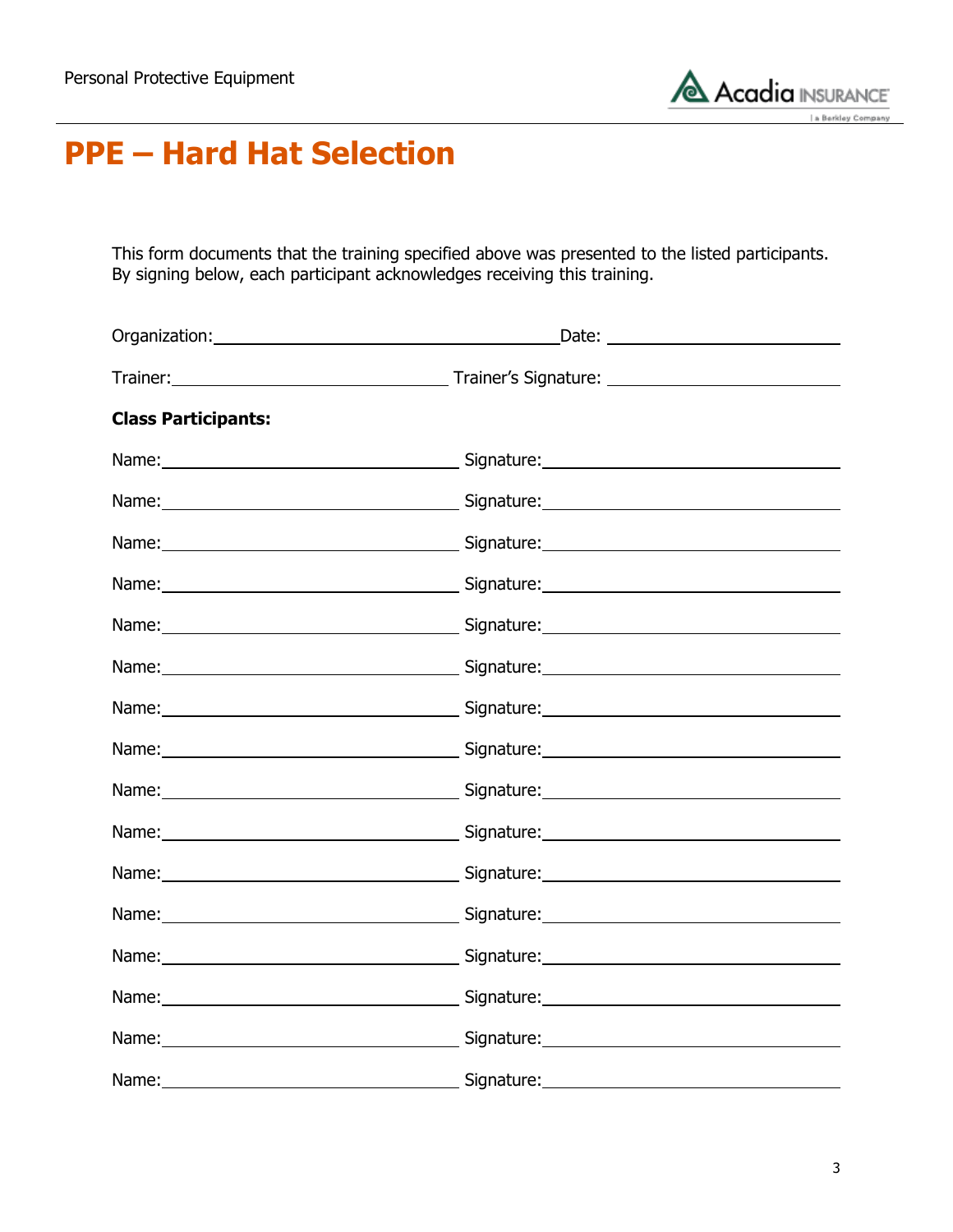# PPE – Hard Hat Selection

This form documents that the training specified above was presented to the listed participants. By signing below, each participant acknowledges receiving this training.

Organization:_______________________________ Date: ____________________

Trainer:_________________________ Trainer's Signature: ____________________

**Class Participants:**

Name:___________________________ Signature:___________________________

Name:___________________________ Signature:___________________________

Name:___________________________ Signature:___________________________

Name:___________________________ Signature:___________________________

Name:___________________________ Signature:___________________________

Name:___________________________ Signature:___________________________

Name:___________________________ Signature:___________________________

Name:___________________________ Signature:___________________________

Name:___________________________ Signature:___________________________

Name:___________________________ Signature:___________________________

Name:___________________________ Signature:___________________________

Name:___________________________ Signature:___________________________

Name:___________________________ Signature:___________________________

Name:___________________________ Signature:___________________________

Name:___________________________ Signature:___________________________

Name:___________________________ Signature:___________________________